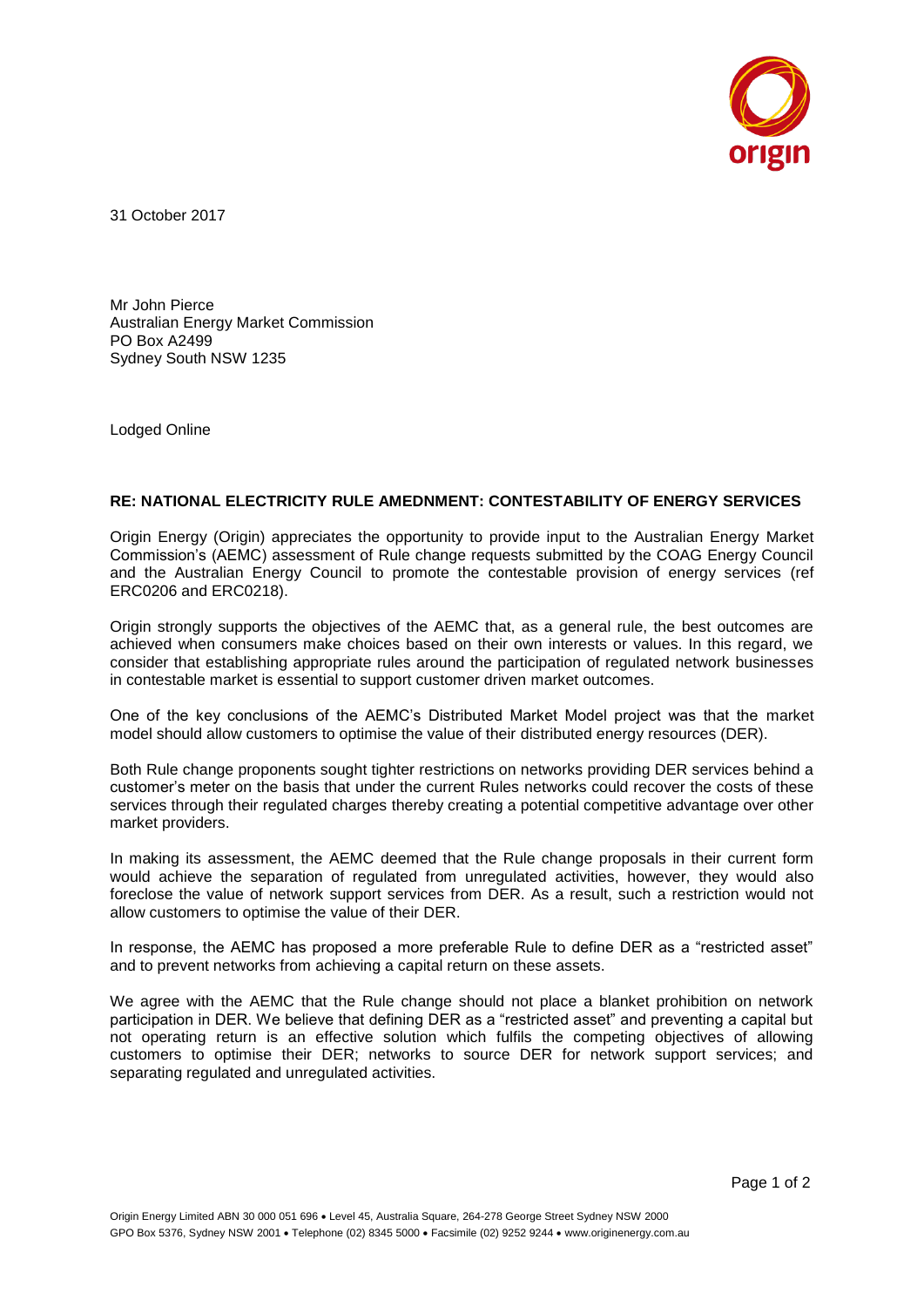31 October 2017

Mr John Pierce
Australian Energy Market Commission
PO Box A2499
Sydney South NSW 1235

Lodged Online

**RE: NATIONAL ELECTRICITY RULE AMEDNMENT: CONTESTABILITY OF ENERGY SERVICES**

Origin Energy (Origin) appreciates the opportunity to provide input to the Australian Energy Market Commission's (AEMC) assessment of Rule change requests submitted by the COAG Energy Council and the Australian Energy Council to promote the contestable provision of energy services (ref ERC0206 and ERC0218).

Origin strongly supports the objectives of the AEMC that, as a general rule, the best outcomes are achieved when consumers make choices based on their own interests or values. In this regard, we consider that establishing appropriate rules around the participation of regulated network businesses in contestable market is essential to support customer driven market outcomes.

One of the key conclusions of the AEMC's Distributed Market Model project was that the market model should allow customers to optimise the value of their distributed energy resources (DER).

Both Rule change proponents sought tighter restrictions on networks providing DER services behind a customer's meter on the basis that under the current Rules networks could recover the costs of these services through their regulated charges thereby creating a potential competitive advantage over other market providers.

In making its assessment, the AEMC deemed that the Rule change proposals in their current form would achieve the separation of regulated from unregulated activities, however, they would also foreclose the value of network support services from DER. As a result, such a restriction would not allow customers to optimise the value of their DER.

In response, the AEMC has proposed a more preferable Rule to define DER as a "restricted asset" and to prevent networks from achieving a capital return on these assets.

We agree with the AEMC that the Rule change should not place a blanket prohibition on network participation in DER. We believe that defining DER as a "restricted asset" and preventing a capital but not operating return is an effective solution which fulfils the competing objectives of allowing customers to optimise their DER; networks to source DER for network support services; and separating regulated and unregulated activities.

Origin Energy Limited ABN 30 000 051 696 • Level 45, Australia Square, 264-278 George Street Sydney NSW 2000
GPO Box 5376, Sydney NSW 2001 • Telephone (02) 8345 5000 • Facsimile (02) 9252 9244 • www.originenergy.com.au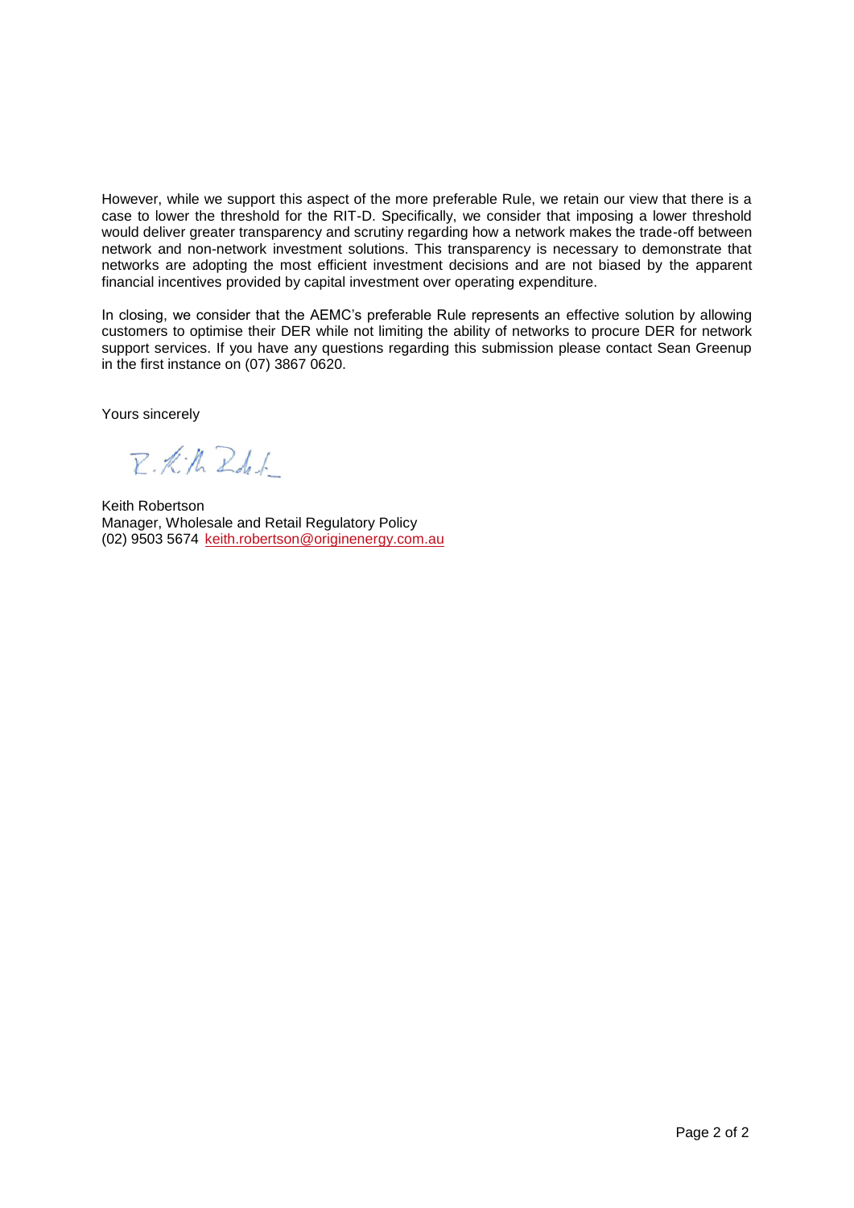However, while we support this aspect of the more preferable Rule, we retain our view that there is a case to lower the threshold for the RIT-D. Specifically, we consider that imposing a lower threshold would deliver greater transparency and scrutiny regarding how a network makes the trade-off between network and non-network investment solutions. This transparency is necessary to demonstrate that networks are adopting the most efficient investment decisions and are not biased by the apparent financial incentives provided by capital investment over operating expenditure.

In closing, we consider that the AEMC's preferable Rule represents an effective solution by allowing customers to optimise their DER while not limiting the ability of networks to procure DER for network support services. If you have any questions regarding this submission please contact Sean Greenup in the first instance on (07) 3867 0620.

Yours sincerely

Keith Robertson
Manager, Wholesale and Retail Regulatory Policy
(02) 9503 5674 keith.robertson@originenergy.com.au